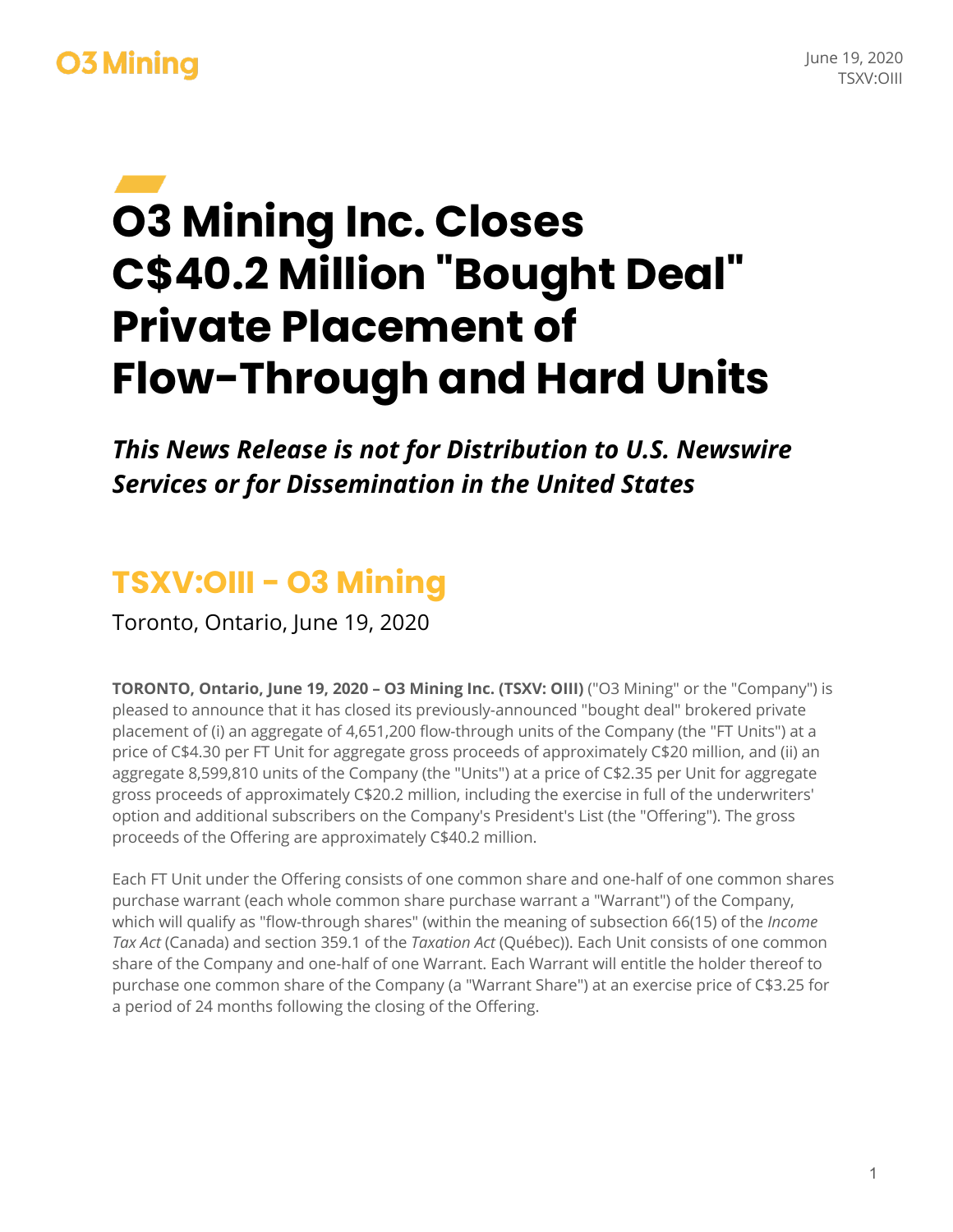# O3 Mining Inc. Closes C$40.2 Million "Bought Deal" Private Placement of Flow-Through and Hard Units

***This News Release is not for Distribution to U.S. Newswire Services or for Dissemination in the United States***

## TSXV:OIII - O3 Mining

Toronto, Ontario, June 19, 2020

**TORONTO, Ontario, June 19, 2020 – O3 Mining Inc. (TSXV: OIII)** ("O3 Mining" or the "Company") is pleased to announce that it has closed its previously-announced "bought deal" brokered private placement of (i) an aggregate of 4,651,200 flow-through units of the Company (the "FT Units") at a price of C$4.30 per FT Unit for aggregate gross proceeds of approximately C$20 million, and (ii) an aggregate 8,599,810 units of the Company (the "Units") at a price of C$2.35 per Unit for aggregate gross proceeds of approximately C$20.2 million, including the exercise in full of the underwriters' option and additional subscribers on the Company's President's List (the "Offering"). The gross proceeds of the Offering are approximately C$40.2 million.

Each FT Unit under the Offering consists of one common share and one-half of one common shares purchase warrant (each whole common share purchase warrant a "Warrant") of the Company, which will qualify as "flow-through shares" (within the meaning of subsection 66(15) of the *Income Tax Act* (Canada) and section 359.1 of the *Taxation Act* (Québec)). Each Unit consists of one common share of the Company and one-half of one Warrant. Each Warrant will entitle the holder thereof to purchase one common share of the Company (a "Warrant Share") at an exercise price of C$3.25 for a period of 24 months following the closing of the Offering.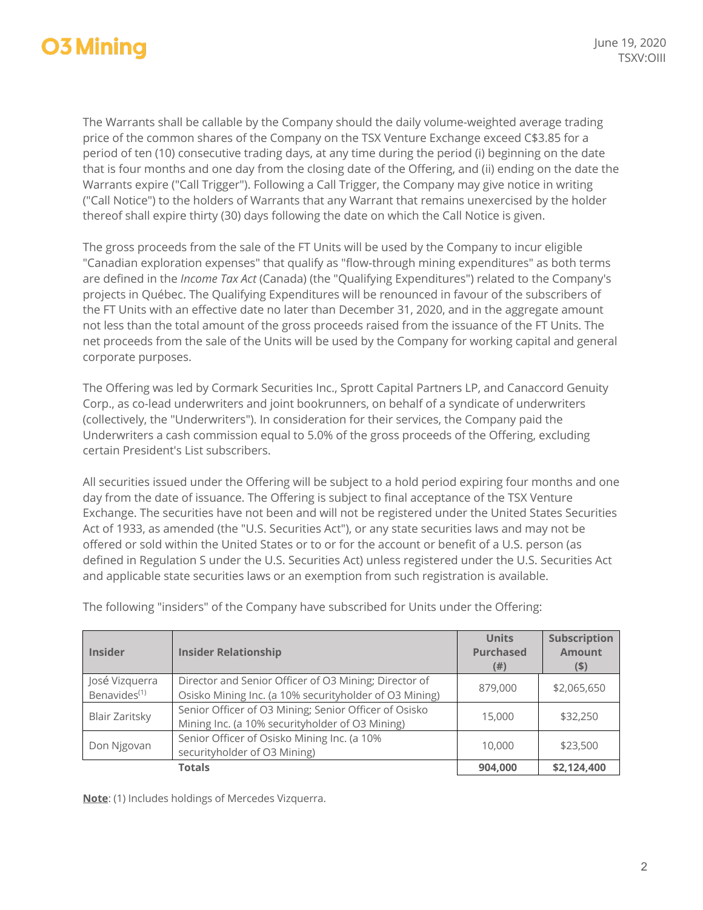The Warrants shall be callable by the Company should the daily volume-weighted average trading price of the common shares of the Company on the TSX Venture Exchange exceed C$3.85 for a period of ten (10) consecutive trading days, at any time during the period (i) beginning on the date that is four months and one day from the closing date of the Offering, and (ii) ending on the date the Warrants expire ("Call Trigger"). Following a Call Trigger, the Company may give notice in writing ("Call Notice") to the holders of Warrants that any Warrant that remains unexercised by the holder thereof shall expire thirty (30) days following the date on which the Call Notice is given.

The gross proceeds from the sale of the FT Units will be used by the Company to incur eligible "Canadian exploration expenses" that qualify as "flow-through mining expenditures" as both terms are defined in the *Income Tax Act* (Canada) (the "Qualifying Expenditures") related to the Company's projects in Québec. The Qualifying Expenditures will be renounced in favour of the subscribers of the FT Units with an effective date no later than December 31, 2020, and in the aggregate amount not less than the total amount of the gross proceeds raised from the issuance of the FT Units. The net proceeds from the sale of the Units will be used by the Company for working capital and general corporate purposes.

The Offering was led by Cormark Securities Inc., Sprott Capital Partners LP, and Canaccord Genuity Corp., as co-lead underwriters and joint bookrunners, on behalf of a syndicate of underwriters (collectively, the "Underwriters"). In consideration for their services, the Company paid the Underwriters a cash commission equal to 5.0% of the gross proceeds of the Offering, excluding certain President's List subscribers.

All securities issued under the Offering will be subject to a hold period expiring four months and one day from the date of issuance. The Offering is subject to final acceptance of the TSX Venture Exchange. The securities have not been and will not be registered under the United States Securities Act of 1933, as amended (the "U.S. Securities Act"), or any state securities laws and may not be offered or sold within the United States or to or for the account or benefit of a U.S. person (as defined in Regulation S under the U.S. Securities Act) unless registered under the U.S. Securities Act and applicable state securities laws or an exemption from such registration is available.

The following "insiders" of the Company have subscribed for Units under the Offering:

| Insider | Insider Relationship | Units Purchased (#) | Subscription Amount ($) |
|---|---|---|---|
| José Vizquerra Benavides[1] | Director and Senior Officer of O3 Mining; Director of Osisko Mining Inc. (a 10% securityholder of O3 Mining) | 879,000 | $2,065,650 |
| Blair Zaritsky | Senior Officer of O3 Mining; Senior Officer of Osisko Mining Inc. (a 10% securityholder of O3 Mining) | 15,000 | $32,250 |
| Don Njgovan | Senior Officer of Osisko Mining Inc. (a 10% securityholder of O3 Mining) | 10,000 | $23,500 |
| | **Totals** | **904,000** | **$2,124,400** |

**Note**: (1) Includes holdings of Mercedes Vizquerra.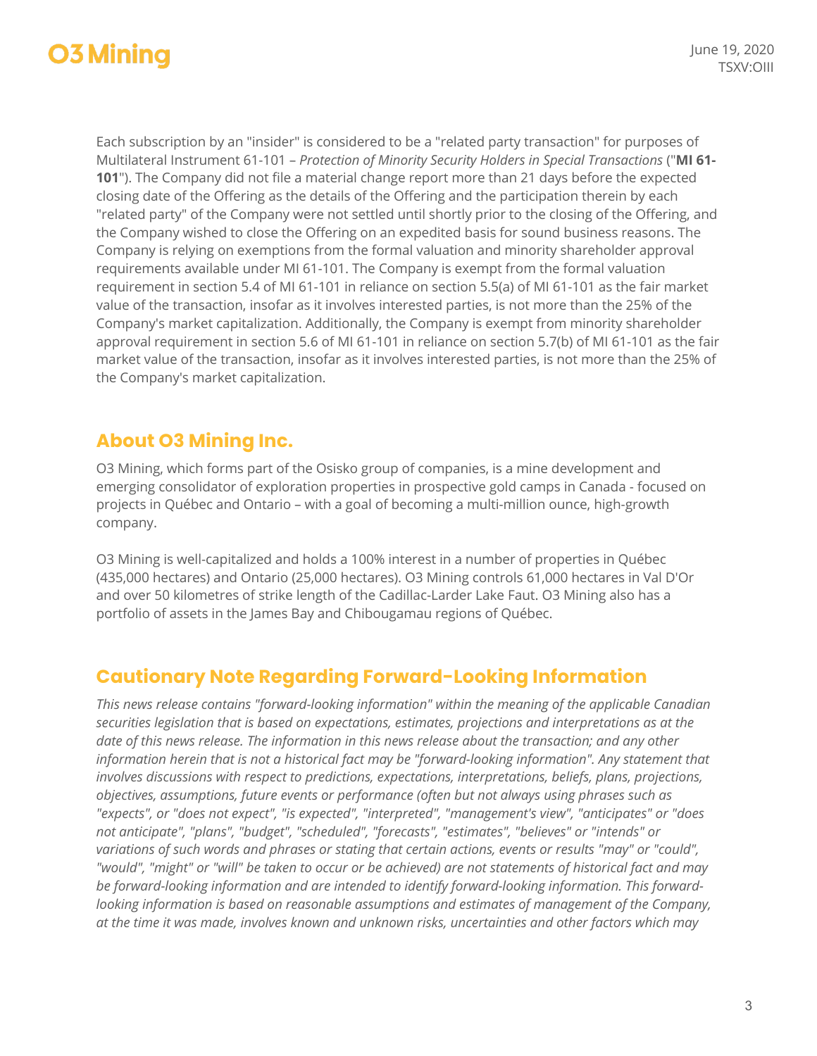Each subscription by an "insider" is considered to be a "related party transaction" for purposes of Multilateral Instrument 61-101 – *Protection of Minority Security Holders in Special Transactions* ("**MI 61-101**"). The Company did not file a material change report more than 21 days before the expected closing date of the Offering as the details of the Offering and the participation therein by each "related party" of the Company were not settled until shortly prior to the closing of the Offering, and the Company wished to close the Offering on an expedited basis for sound business reasons. The Company is relying on exemptions from the formal valuation and minority shareholder approval requirements available under MI 61-101. The Company is exempt from the formal valuation requirement in section 5.4 of MI 61-101 in reliance on section 5.5(a) of MI 61-101 as the fair market value of the transaction, insofar as it involves interested parties, is not more than the 25% of the Company's market capitalization. Additionally, the Company is exempt from minority shareholder approval requirement in section 5.6 of MI 61-101 in reliance on section 5.7(b) of MI 61-101 as the fair market value of the transaction, insofar as it involves interested parties, is not more than the 25% of the Company's market capitalization.

## About O3 Mining Inc.

O3 Mining, which forms part of the Osisko group of companies, is a mine development and emerging consolidator of exploration properties in prospective gold camps in Canada - focused on projects in Québec and Ontario – with a goal of becoming a multi-million ounce, high-growth company.

O3 Mining is well-capitalized and holds a 100% interest in a number of properties in Québec (435,000 hectares) and Ontario (25,000 hectares). O3 Mining controls 61,000 hectares in Val D'Or and over 50 kilometres of strike length of the Cadillac-Larder Lake Faut. O3 Mining also has a portfolio of assets in the James Bay and Chibougamau regions of Québec.

## Cautionary Note Regarding Forward-Looking Information

*This news release contains "forward-looking information" within the meaning of the applicable Canadian securities legislation that is based on expectations, estimates, projections and interpretations as at the date of this news release. The information in this news release about the transaction; and any other information herein that is not a historical fact may be "forward-looking information". Any statement that involves discussions with respect to predictions, expectations, interpretations, beliefs, plans, projections, objectives, assumptions, future events or performance (often but not always using phrases such as "expects", or "does not expect", "is expected", "interpreted", "management's view", "anticipates" or "does not anticipate", "plans", "budget", "scheduled", "forecasts", "estimates", "believes" or "intends" or variations of such words and phrases or stating that certain actions, events or results "may" or "could", "would", "might" or "will" be taken to occur or be achieved) are not statements of historical fact and may be forward-looking information and are intended to identify forward-looking information. This forward-looking information is based on reasonable assumptions and estimates of management of the Company, at the time it was made, involves known and unknown risks, uncertainties and other factors which may*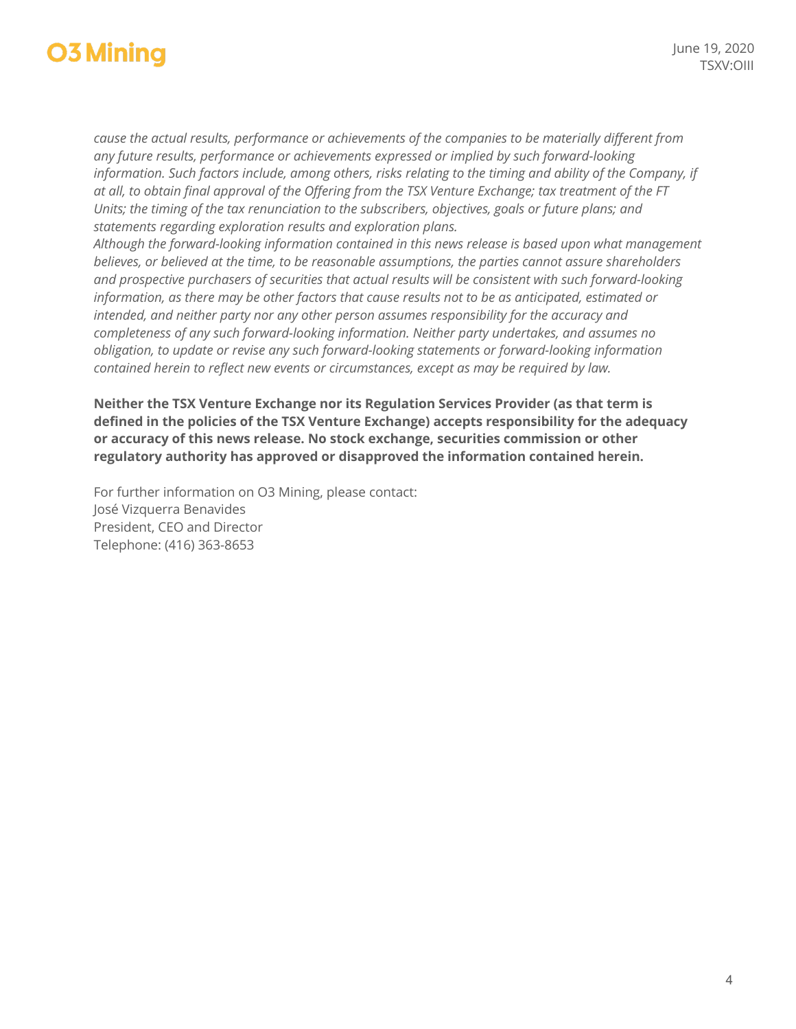*cause the actual results, performance or achievements of the companies to be materially different from any future results, performance or achievements expressed or implied by such forward-looking information. Such factors include, among others, risks relating to the timing and ability of the Company, if at all, to obtain final approval of the Offering from the TSX Venture Exchange; tax treatment of the FT Units; the timing of the tax renunciation to the subscribers, objectives, goals or future plans; and statements regarding exploration results and exploration plans.*

*Although the forward-looking information contained in this news release is based upon what management believes, or believed at the time, to be reasonable assumptions, the parties cannot assure shareholders and prospective purchasers of securities that actual results will be consistent with such forward-looking information, as there may be other factors that cause results not to be as anticipated, estimated or intended, and neither party nor any other person assumes responsibility for the accuracy and completeness of any such forward-looking information. Neither party undertakes, and assumes no obligation, to update or revise any such forward-looking statements or forward-looking information contained herein to reflect new events or circumstances, except as may be required by law.*

**Neither the TSX Venture Exchange nor its Regulation Services Provider (as that term is defined in the policies of the TSX Venture Exchange) accepts responsibility for the adequacy or accuracy of this news release. No stock exchange, securities commission or other regulatory authority has approved or disapproved the information contained herein.**

For further information on O3 Mining, please contact:
José Vizquerra Benavides
President, CEO and Director
Telephone: (416) 363-8653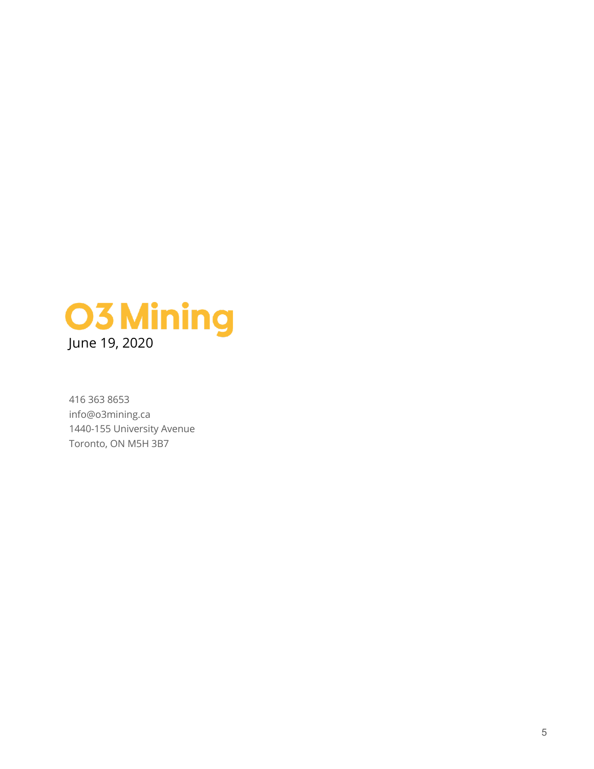O3 Mining

June 19, 2020

416 363 8653  
info@o3mining.ca  
1440-155 University Avenue  
Toronto, ON M5H 3B7